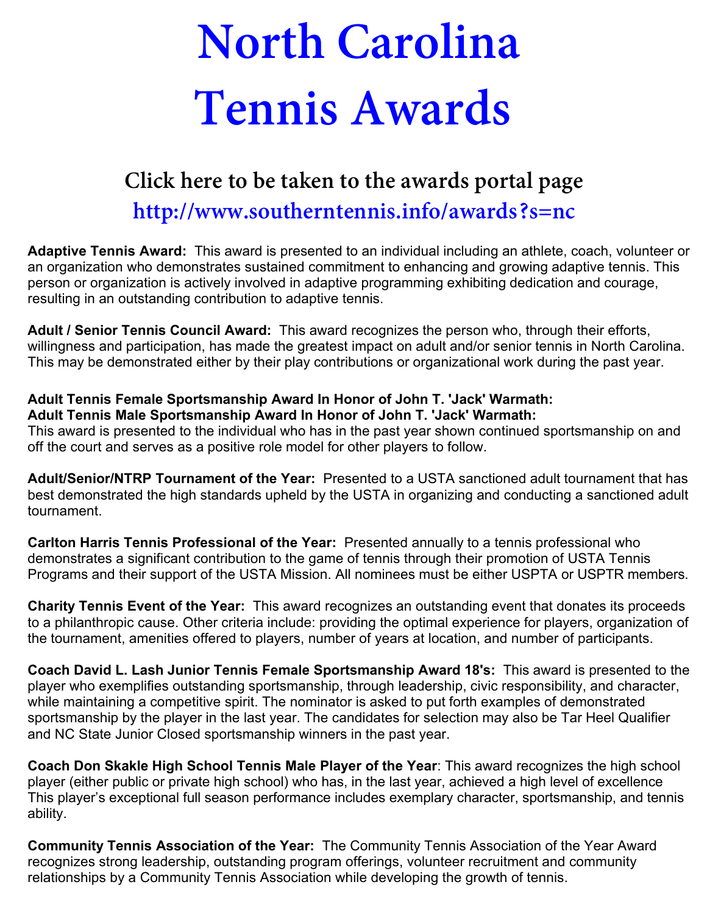# North Carolina Tennis Awards

## Click here to be taken to the awards portal page

## http://www.southerntennis.info/awards?s=nc

**Adaptive Tennis Award:** This award is presented to an individual including an athlete, coach, volunteer or an organization who demonstrates sustained commitment to enhancing and growing adaptive tennis. This person or organization is actively involved in adaptive programming exhibiting dedication and courage, resulting in an outstanding contribution to adaptive tennis.

**Adult / Senior Tennis Council Award:** This award recognizes the person who, through their efforts, willingness and participation, has made the greatest impact on adult and/or senior tennis in North Carolina. This may be demonstrated either by their play contributions or organizational work during the past year.

**Adult Tennis Female Sportsmanship Award In Honor of John T. 'Jack' Warmath:**
**Adult Tennis Male Sportsmanship Award In Honor of John T. 'Jack' Warmath:**
This award is presented to the individual who has in the past year shown continued sportsmanship on and off the court and serves as a positive role model for other players to follow.

**Adult/Senior/NTRP Tournament of the Year:** Presented to a USTA sanctioned adult tournament that has best demonstrated the high standards upheld by the USTA in organizing and conducting a sanctioned adult tournament.

**Carlton Harris Tennis Professional of the Year:** Presented annually to a tennis professional who demonstrates a significant contribution to the game of tennis through their promotion of USTA Tennis Programs and their support of the USTA Mission. All nominees must be either USPTA or USPTR members.

**Charity Tennis Event of the Year:** This award recognizes an outstanding event that donates its proceeds to a philanthropic cause. Other criteria include: providing the optimal experience for players, organization of the tournament, amenities offered to players, number of years at location, and number of participants.

**Coach David L. Lash Junior Tennis Female Sportsmanship Award 18's:** This award is presented to the player who exemplifies outstanding sportsmanship, through leadership, civic responsibility, and character, while maintaining a competitive spirit. The nominator is asked to put forth examples of demonstrated sportsmanship by the player in the last year. The candidates for selection may also be Tar Heel Qualifier and NC State Junior Closed sportsmanship winners in the past year.

**Coach Don Skakle High School Tennis Male Player of the Year**: This award recognizes the high school player (either public or private high school) who has, in the last year, achieved a high level of excellence This player's exceptional full season performance includes exemplary character, sportsmanship, and tennis ability.

**Community Tennis Association of the Year:** The Community Tennis Association of the Year Award recognizes strong leadership, outstanding program offerings, volunteer recruitment and community relationships by a Community Tennis Association while developing the growth of tennis.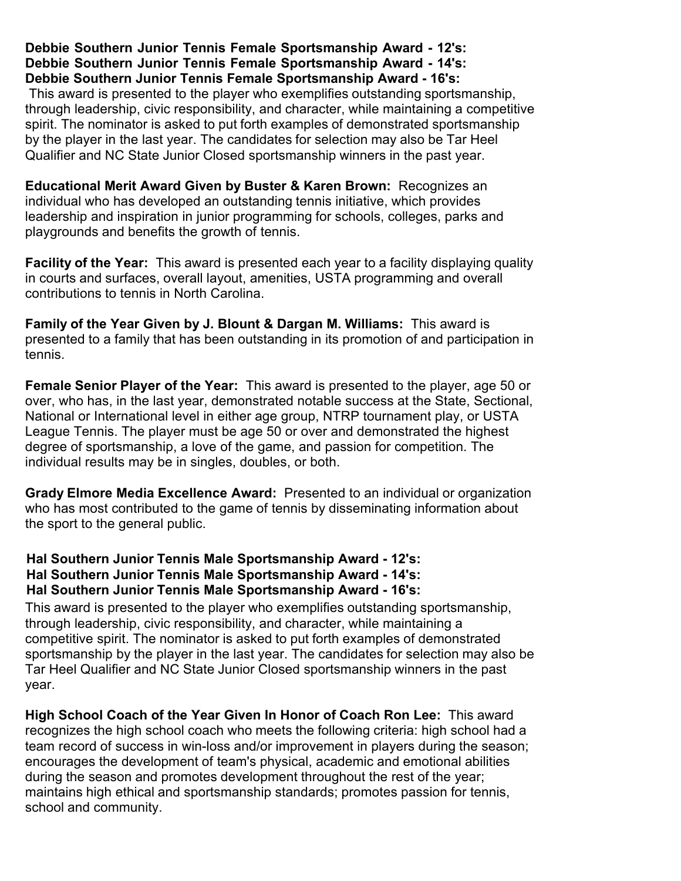**Debbie Southern Junior Tennis Female Sportsmanship Award - 12's:**
**Debbie Southern Junior Tennis Female Sportsmanship Award - 14's:**
**Debbie Southern Junior Tennis Female Sportsmanship Award - 16's:**
This award is presented to the player who exemplifies outstanding sportsmanship, through leadership, civic responsibility, and character, while maintaining a competitive spirit. The nominator is asked to put forth examples of demonstrated sportsmanship by the player in the last year. The candidates for selection may also be Tar Heel Qualifier and NC State Junior Closed sportsmanship winners in the past year.

**Educational Merit Award Given by Buster & Karen Brown:** Recognizes an individual who has developed an outstanding tennis initiative, which provides leadership and inspiration in junior programming for schools, colleges, parks and playgrounds and benefits the growth of tennis.

**Facility of the Year:** This award is presented each year to a facility displaying quality in courts and surfaces, overall layout, amenities, USTA programming and overall contributions to tennis in North Carolina.

**Family of the Year Given by J. Blount & Dargan M. Williams:** This award is presented to a family that has been outstanding in its promotion of and participation in tennis.

**Female Senior Player of the Year:** This award is presented to the player, age 50 or over, who has, in the last year, demonstrated notable success at the State, Sectional, National or International level in either age group, NTRP tournament play, or USTA League Tennis. The player must be age 50 or over and demonstrated the highest degree of sportsmanship, a love of the game, and passion for competition. The individual results may be in singles, doubles, or both.

**Grady Elmore Media Excellence Award:** Presented to an individual or organization who has most contributed to the game of tennis by disseminating information about the sport to the general public.

**Hal Southern Junior Tennis Male Sportsmanship Award - 12's:**
**Hal Southern Junior Tennis Male Sportsmanship Award - 14's:**
**Hal Southern Junior Tennis Male Sportsmanship Award - 16's:**
This award is presented to the player who exemplifies outstanding sportsmanship, through leadership, civic responsibility, and character, while maintaining a competitive spirit. The nominator is asked to put forth examples of demonstrated sportsmanship by the player in the last year. The candidates for selection may also be Tar Heel Qualifier and NC State Junior Closed sportsmanship winners in the past year.

**High School Coach of the Year Given In Honor of Coach Ron Lee:** This award recognizes the high school coach who meets the following criteria: high school had a team record of success in win-loss and/or improvement in players during the season; encourages the development of team's physical, academic and emotional abilities during the season and promotes development throughout the rest of the year; maintains high ethical and sportsmanship standards; promotes passion for tennis, school and community.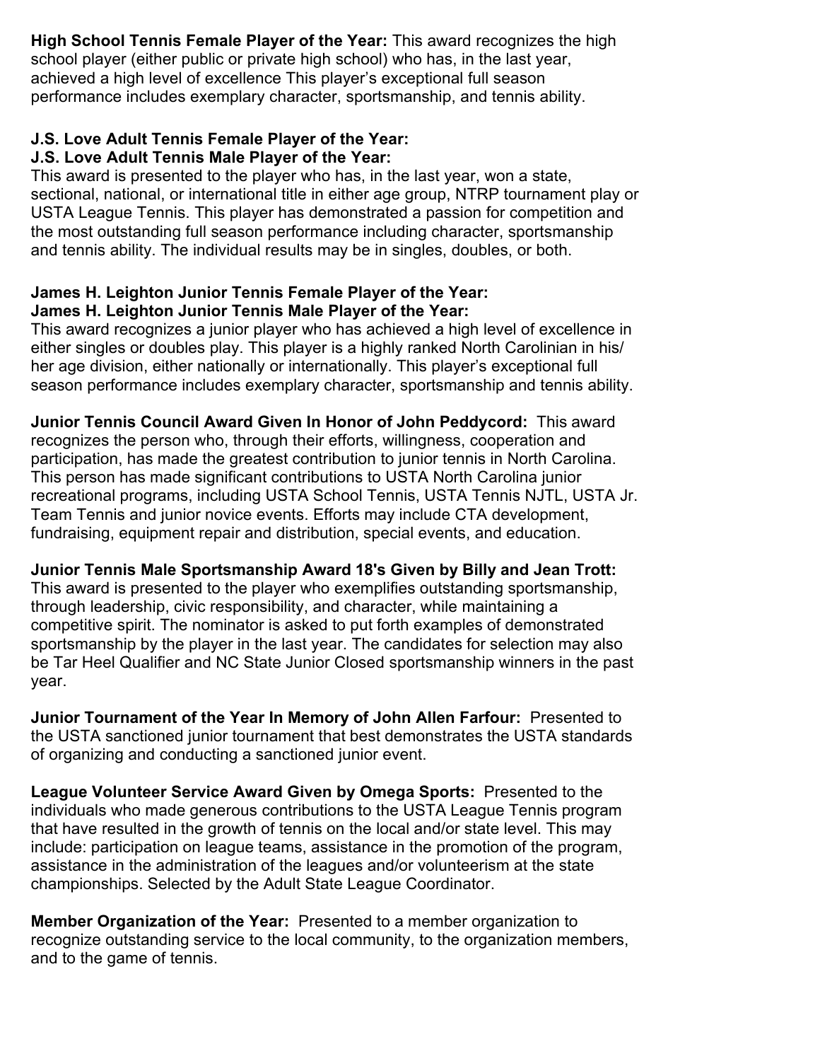**High School Tennis Female Player of the Year:** This award recognizes the high school player (either public or private high school) who has, in the last year, achieved a high level of excellence This player's exceptional full season performance includes exemplary character, sportsmanship, and tennis ability.

**J.S. Love Adult Tennis Female Player of the Year:**
**J.S. Love Adult Tennis Male Player of the Year:**
This award is presented to the player who has, in the last year, won a state, sectional, national, or international title in either age group, NTRP tournament play or USTA League Tennis. This player has demonstrated a passion for competition and the most outstanding full season performance including character, sportsmanship and tennis ability. The individual results may be in singles, doubles, or both.

**James H. Leighton Junior Tennis Female Player of the Year:**
**James H. Leighton Junior Tennis Male Player of the Year:**
This award recognizes a junior player who has achieved a high level of excellence in either singles or doubles play. This player is a highly ranked North Carolinian in his/her age division, either nationally or internationally. This player's exceptional full season performance includes exemplary character, sportsmanship and tennis ability.

**Junior Tennis Council Award Given In Honor of John Peddycord:** This award recognizes the person who, through their efforts, willingness, cooperation and participation, has made the greatest contribution to junior tennis in North Carolina. This person has made significant contributions to USTA North Carolina junior recreational programs, including USTA School Tennis, USTA Tennis NJTL, USTA Jr. Team Tennis and junior novice events. Efforts may include CTA development, fundraising, equipment repair and distribution, special events, and education.

**Junior Tennis Male Sportsmanship Award 18's Given by Billy and Jean Trott:** This award is presented to the player who exemplifies outstanding sportsmanship, through leadership, civic responsibility, and character, while maintaining a competitive spirit. The nominator is asked to put forth examples of demonstrated sportsmanship by the player in the last year. The candidates for selection may also be Tar Heel Qualifier and NC State Junior Closed sportsmanship winners in the past year.

**Junior Tournament of the Year In Memory of John Allen Farfour:** Presented to the USTA sanctioned junior tournament that best demonstrates the USTA standards of organizing and conducting a sanctioned junior event.

**League Volunteer Service Award Given by Omega Sports:** Presented to the individuals who made generous contributions to the USTA League Tennis program that have resulted in the growth of tennis on the local and/or state level. This may include: participation on league teams, assistance in the promotion of the program, assistance in the administration of the leagues and/or volunteerism at the state championships. Selected by the Adult State League Coordinator.

**Member Organization of the Year:** Presented to a member organization to recognize outstanding service to the local community, to the organization members, and to the game of tennis.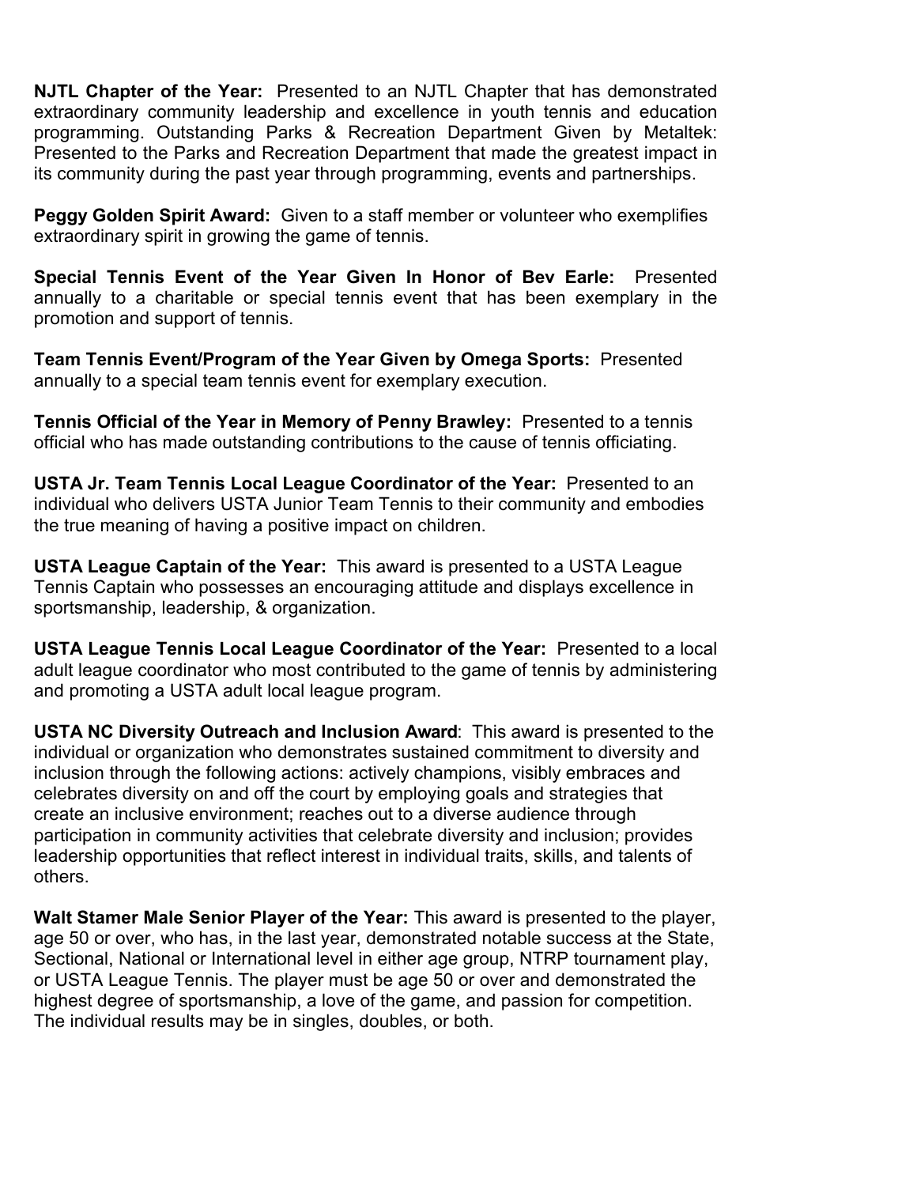**NJTL Chapter of the Year:** Presented to an NJTL Chapter that has demonstrated extraordinary community leadership and excellence in youth tennis and education programming. Outstanding Parks & Recreation Department Given by Metaltek: Presented to the Parks and Recreation Department that made the greatest impact in its community during the past year through programming, events and partnerships.

**Peggy Golden Spirit Award:** Given to a staff member or volunteer who exemplifies extraordinary spirit in growing the game of tennis.

**Special Tennis Event of the Year Given In Honor of Bev Earle:** Presented annually to a charitable or special tennis event that has been exemplary in the promotion and support of tennis.

**Team Tennis Event/Program of the Year Given by Omega Sports:** Presented annually to a special team tennis event for exemplary execution.

**Tennis Official of the Year in Memory of Penny Brawley:** Presented to a tennis official who has made outstanding contributions to the cause of tennis officiating.

**USTA Jr. Team Tennis Local League Coordinator of the Year:** Presented to an individual who delivers USTA Junior Team Tennis to their community and embodies the true meaning of having a positive impact on children.

**USTA League Captain of the Year:** This award is presented to a USTA League Tennis Captain who possesses an encouraging attitude and displays excellence in sportsmanship, leadership, & organization.

**USTA League Tennis Local League Coordinator of the Year:** Presented to a local adult league coordinator who most contributed to the game of tennis by administering and promoting a USTA adult local league program.

**USTA NC Diversity Outreach and Inclusion Award**: This award is presented to the individual or organization who demonstrates sustained commitment to diversity and inclusion through the following actions: actively champions, visibly embraces and celebrates diversity on and off the court by employing goals and strategies that create an inclusive environment; reaches out to a diverse audience through participation in community activities that celebrate diversity and inclusion; provides leadership opportunities that reflect interest in individual traits, skills, and talents of others.

**Walt Stamer Male Senior Player of the Year:** This award is presented to the player, age 50 or over, who has, in the last year, demonstrated notable success at the State, Sectional, National or International level in either age group, NTRP tournament play, or USTA League Tennis. The player must be age 50 or over and demonstrated the highest degree of sportsmanship, a love of the game, and passion for competition. The individual results may be in singles, doubles, or both.